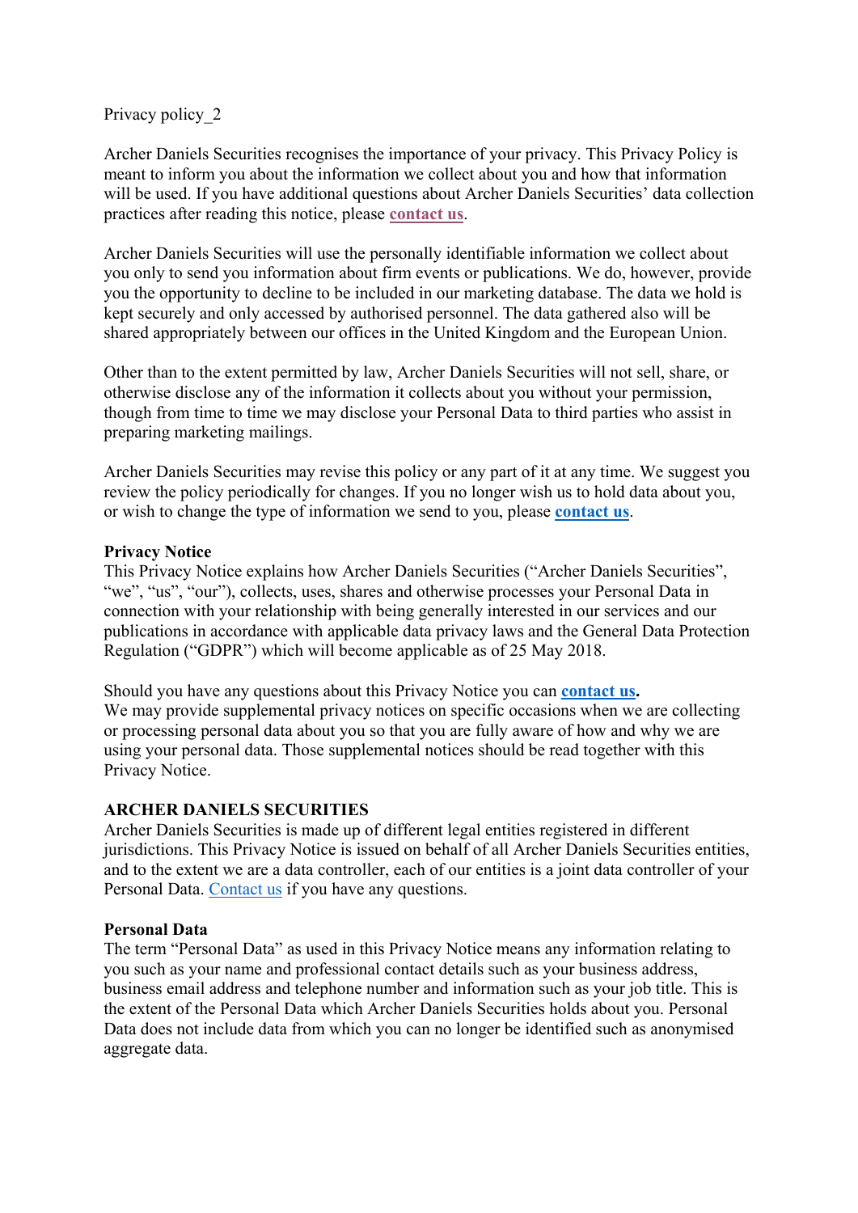Privacy policy_2

Archer Daniels Securities recognises the importance of your privacy. This Privacy Policy is meant to inform you about the information we collect about you and how that information will be used. If you have additional questions about Archer Daniels Securities' data collection practices after reading this notice, please **contact us**.

Archer Daniels Securities will use the personally identifiable information we collect about you only to send you information about firm events or publications. We do, however, provide you the opportunity to decline to be included in our marketing database. The data we hold is kept securely and only accessed by authorised personnel. The data gathered also will be shared appropriately between our offices in the United Kingdom and the European Union.

Other than to the extent permitted by law, Archer Daniels Securities will not sell, share, or otherwise disclose any of the information it collects about you without your permission, though from time to time we may disclose your Personal Data to third parties who assist in preparing marketing mailings.

Archer Daniels Securities may revise this policy or any part of it at any time. We suggest you review the policy periodically for changes. If you no longer wish us to hold data about you, or wish to change the type of information we send to you, please **contact us**.

**Privacy Notice**
This Privacy Notice explains how Archer Daniels Securities ("Archer Daniels Securities", "we", "us", "our"), collects, uses, shares and otherwise processes your Personal Data in connection with your relationship with being generally interested in our services and our publications in accordance with applicable data privacy laws and the General Data Protection Regulation ("GDPR") which will become applicable as of 25 May 2018.

Should you have any questions about this Privacy Notice you can **contact us.**
We may provide supplemental privacy notices on specific occasions when we are collecting or processing personal data about you so that you are fully aware of how and why we are using your personal data. Those supplemental notices should be read together with this Privacy Notice.

**ARCHER DANIELS SECURITIES**
Archer Daniels Securities is made up of different legal entities registered in different jurisdictions. This Privacy Notice is issued on behalf of all Archer Daniels Securities entities, and to the extent we are a data controller, each of our entities is a joint data controller of your Personal Data. Contact us if you have any questions.

**Personal Data**
The term "Personal Data" as used in this Privacy Notice means any information relating to you such as your name and professional contact details such as your business address, business email address and telephone number and information such as your job title. This is the extent of the Personal Data which Archer Daniels Securities holds about you. Personal Data does not include data from which you can no longer be identified such as anonymised aggregate data.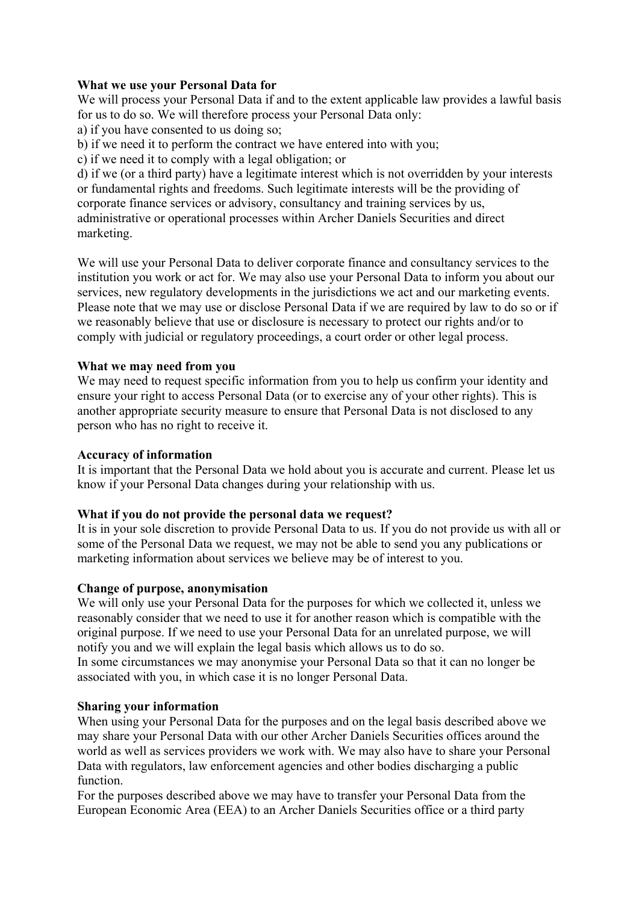**What we use your Personal Data for**

We will process your Personal Data if and to the extent applicable law provides a lawful basis for us to do so. We will therefore process your Personal Data only:

a) if you have consented to us doing so;
b) if we need it to perform the contract we have entered into with you;
c) if we need it to comply with a legal obligation; or
d) if we (or a third party) have a legitimate interest which is not overridden by your interests or fundamental rights and freedoms. Such legitimate interests will be the providing of corporate finance services or advisory, consultancy and training services by us, administrative or operational processes within Archer Daniels Securities and direct marketing.

We will use your Personal Data to deliver corporate finance and consultancy services to the institution you work or act for. We may also use your Personal Data to inform you about our services, new regulatory developments in the jurisdictions we act and our marketing events. Please note that we may use or disclose Personal Data if we are required by law to do so or if we reasonably believe that use or disclosure is necessary to protect our rights and/or to comply with judicial or regulatory proceedings, a court order or other legal process.

**What we may need from you**

We may need to request specific information from you to help us confirm your identity and ensure your right to access Personal Data (or to exercise any of your other rights). This is another appropriate security measure to ensure that Personal Data is not disclosed to any person who has no right to receive it.

**Accuracy of information**

It is important that the Personal Data we hold about you is accurate and current. Please let us know if your Personal Data changes during your relationship with us.

**What if you do not provide the personal data we request?**

It is in your sole discretion to provide Personal Data to us. If you do not provide us with all or some of the Personal Data we request, we may not be able to send you any publications or marketing information about services we believe may be of interest to you.

**Change of purpose, anonymisation**

We will only use your Personal Data for the purposes for which we collected it, unless we reasonably consider that we need to use it for another reason which is compatible with the original purpose. If we need to use your Personal Data for an unrelated purpose, we will notify you and we will explain the legal basis which allows us to do so.
In some circumstances we may anonymise your Personal Data so that it can no longer be associated with you, in which case it is no longer Personal Data.

**Sharing your information**

When using your Personal Data for the purposes and on the legal basis described above we may share your Personal Data with our other Archer Daniels Securities offices around the world as well as services providers we work with. We may also have to share your Personal Data with regulators, law enforcement agencies and other bodies discharging a public function.
For the purposes described above we may have to transfer your Personal Data from the European Economic Area (EEA) to an Archer Daniels Securities office or a third party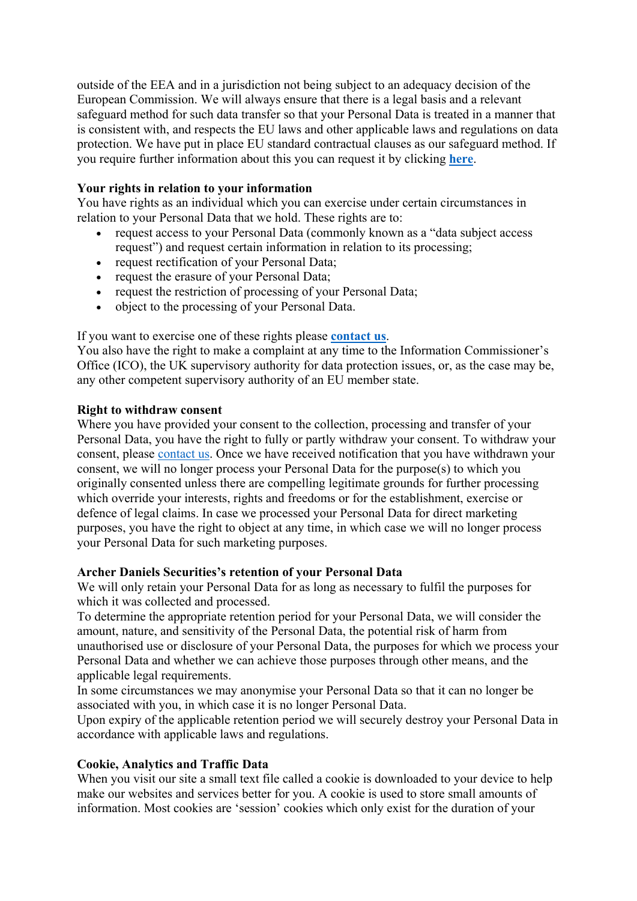outside of the EEA and in a jurisdiction not being subject to an adequacy decision of the European Commission. We will always ensure that there is a legal basis and a relevant safeguard method for such data transfer so that your Personal Data is treated in a manner that is consistent with, and respects the EU laws and other applicable laws and regulations on data protection. We have put in place EU standard contractual clauses as our safeguard method. If you require further information about this you can request it by clicking **here**.

**Your rights in relation to your information**

You have rights as an individual which you can exercise under certain circumstances in relation to your Personal Data that we hold. These rights are to:

- request access to your Personal Data (commonly known as a "data subject access request") and request certain information in relation to its processing;
- request rectification of your Personal Data;
- request the erasure of your Personal Data;
- request the restriction of processing of your Personal Data;
- object to the processing of your Personal Data.

If you want to exercise one of these rights please **contact us**.

You also have the right to make a complaint at any time to the Information Commissioner's Office (ICO), the UK supervisory authority for data protection issues, or, as the case may be, any other competent supervisory authority of an EU member state.

**Right to withdraw consent**

Where you have provided your consent to the collection, processing and transfer of your Personal Data, you have the right to fully or partly withdraw your consent. To withdraw your consent, please contact us. Once we have received notification that you have withdrawn your consent, we will no longer process your Personal Data for the purpose(s) to which you originally consented unless there are compelling legitimate grounds for further processing which override your interests, rights and freedoms or for the establishment, exercise or defence of legal claims. In case we processed your Personal Data for direct marketing purposes, you have the right to object at any time, in which case we will no longer process your Personal Data for such marketing purposes.

**Archer Daniels Securities's retention of your Personal Data**

We will only retain your Personal Data for as long as necessary to fulfil the purposes for which it was collected and processed.

To determine the appropriate retention period for your Personal Data, we will consider the amount, nature, and sensitivity of the Personal Data, the potential risk of harm from unauthorised use or disclosure of your Personal Data, the purposes for which we process your Personal Data and whether we can achieve those purposes through other means, and the applicable legal requirements.

In some circumstances we may anonymise your Personal Data so that it can no longer be associated with you, in which case it is no longer Personal Data.

Upon expiry of the applicable retention period we will securely destroy your Personal Data in accordance with applicable laws and regulations.

**Cookie, Analytics and Traffic Data**

When you visit our site a small text file called a cookie is downloaded to your device to help make our websites and services better for you. A cookie is used to store small amounts of information. Most cookies are 'session' cookies which only exist for the duration of your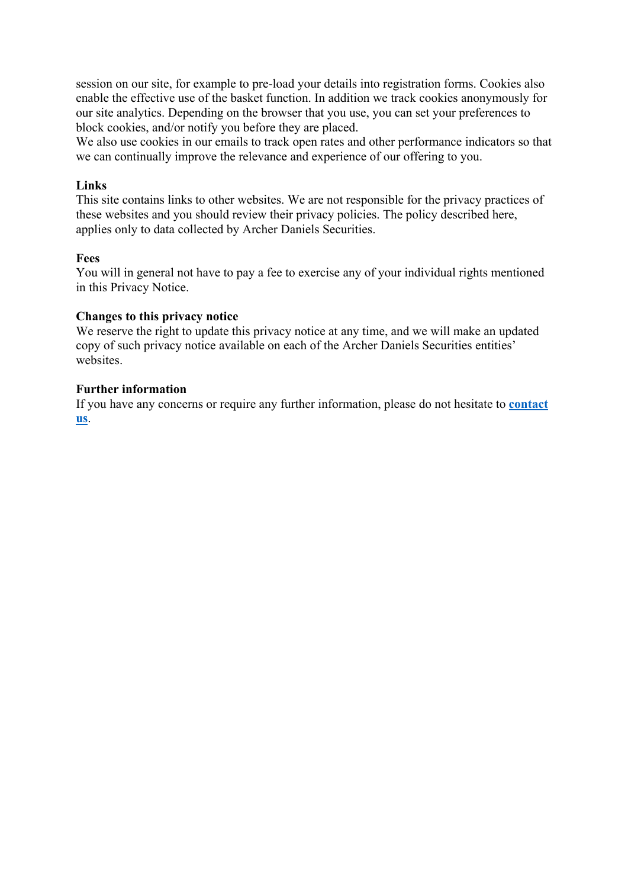session on our site, for example to pre-load your details into registration forms. Cookies also enable the effective use of the basket function. In addition we track cookies anonymously for our site analytics. Depending on the browser that you use, you can set your preferences to block cookies, and/or notify you before they are placed.
We also use cookies in our emails to track open rates and other performance indicators so that we can continually improve the relevance and experience of our offering to you.

**Links**
This site contains links to other websites. We are not responsible for the privacy practices of these websites and you should review their privacy policies. The policy described here, applies only to data collected by Archer Daniels Securities.

**Fees**
You will in general not have to pay a fee to exercise any of your individual rights mentioned in this Privacy Notice.

**Changes to this privacy notice**
We reserve the right to update this privacy notice at any time, and we will make an updated copy of such privacy notice available on each of the Archer Daniels Securities entities' websites.

**Further information**
If you have any concerns or require any further information, please do not hesitate to **contact us**.